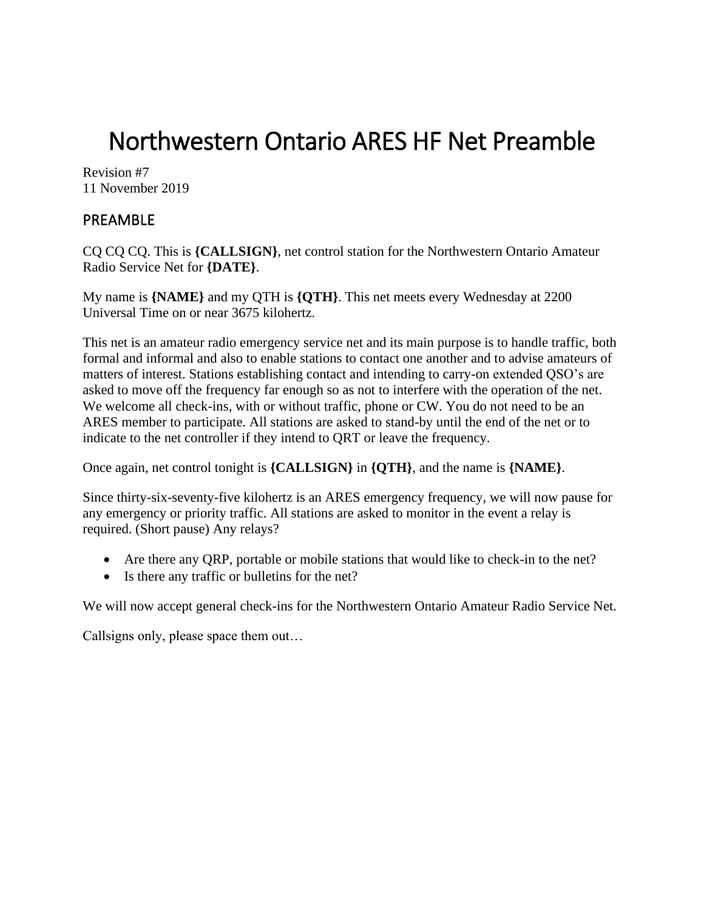# Northwestern Ontario ARES HF Net Preamble

Revision #7
11 November 2019

## PREAMBLE

CQ CQ CQ. This is **{CALLSIGN}**, net control station for the Northwestern Ontario Amateur Radio Service Net for **{DATE}**.

My name is **{NAME}** and my QTH is **{QTH}**. This net meets every Wednesday at 2200 Universal Time on or near 3675 kilohertz.

This net is an amateur radio emergency service net and its main purpose is to handle traffic, both formal and informal and also to enable stations to contact one another and to advise amateurs of matters of interest. Stations establishing contact and intending to carry-on extended QSO's are asked to move off the frequency far enough so as not to interfere with the operation of the net. We welcome all check-ins, with or without traffic, phone or CW. You do not need to be an ARES member to participate. All stations are asked to stand-by until the end of the net or to indicate to the net controller if they intend to QRT or leave the frequency.

Once again, net control tonight is **{CALLSIGN}** in **{QTH}**, and the name is **{NAME}**.

Since thirty-six-seventy-five kilohertz is an ARES emergency frequency, we will now pause for any emergency or priority traffic. All stations are asked to monitor in the event a relay is required. (Short pause) Any relays?

- Are there any QRP, portable or mobile stations that would like to check-in to the net?
- Is there any traffic or bulletins for the net?

We will now accept general check-ins for the Northwestern Ontario Amateur Radio Service Net.

Callsigns only, please space them out…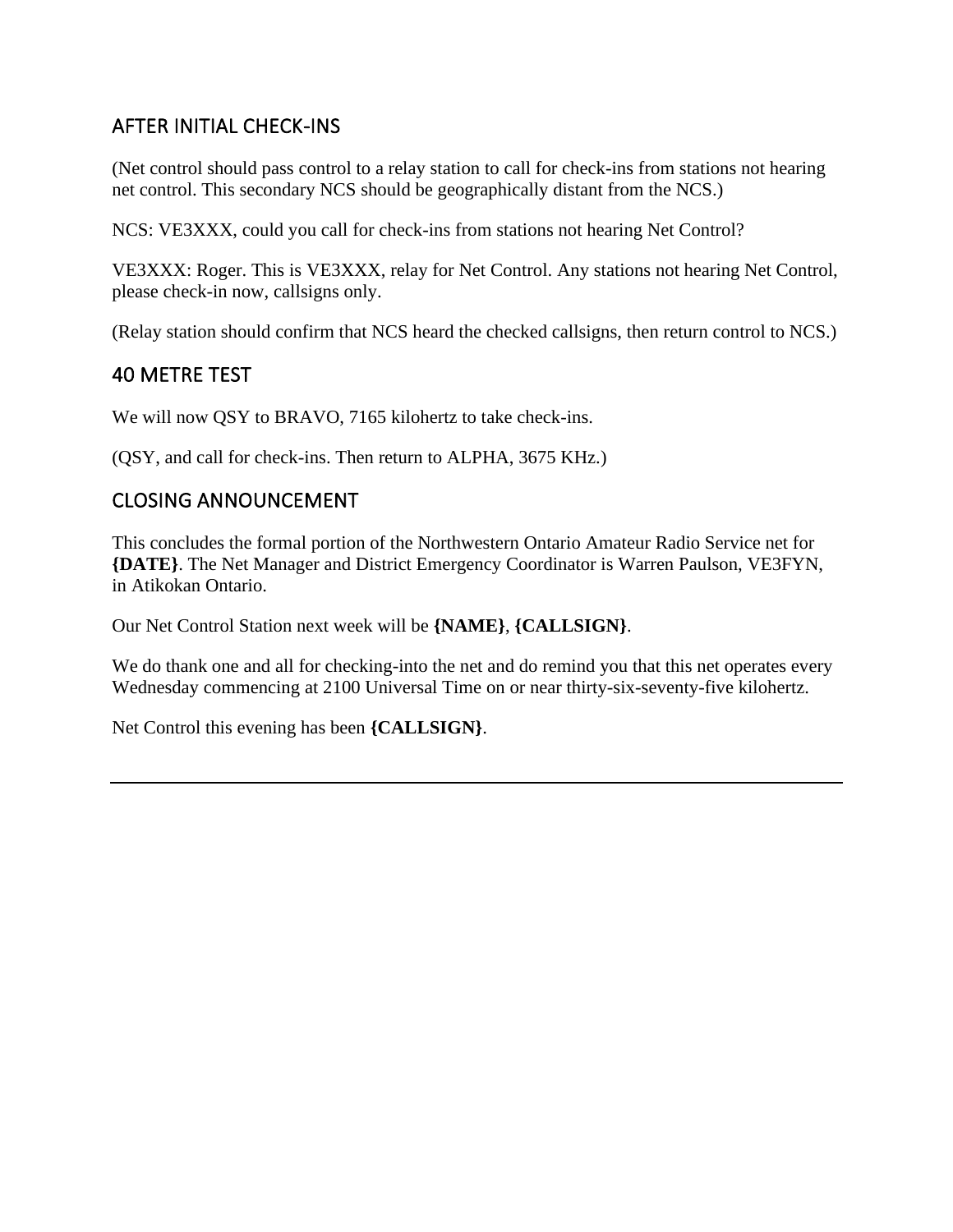## AFTER INITIAL CHECK-INS

(Net control should pass control to a relay station to call for check-ins from stations not hearing net control. This secondary NCS should be geographically distant from the NCS.)

NCS: VE3XXX, could you call for check-ins from stations not hearing Net Control?

VE3XXX: Roger. This is VE3XXX, relay for Net Control. Any stations not hearing Net Control, please check-in now, callsigns only.

(Relay station should confirm that NCS heard the checked callsigns, then return control to NCS.)

## 40 METRE TEST

We will now QSY to BRAVO, 7165 kilohertz to take check-ins.

(QSY, and call for check-ins. Then return to ALPHA, 3675 KHz.)

## CLOSING ANNOUNCEMENT

This concludes the formal portion of the Northwestern Ontario Amateur Radio Service net for **{DATE}**. The Net Manager and District Emergency Coordinator is Warren Paulson, VE3FYN, in Atikokan Ontario.

Our Net Control Station next week will be **{NAME}**, **{CALLSIGN}**.

We do thank one and all for checking-into the net and do remind you that this net operates every Wednesday commencing at 2100 Universal Time on or near thirty-six-seventy-five kilohertz.

Net Control this evening has been **{CALLSIGN}**.

---